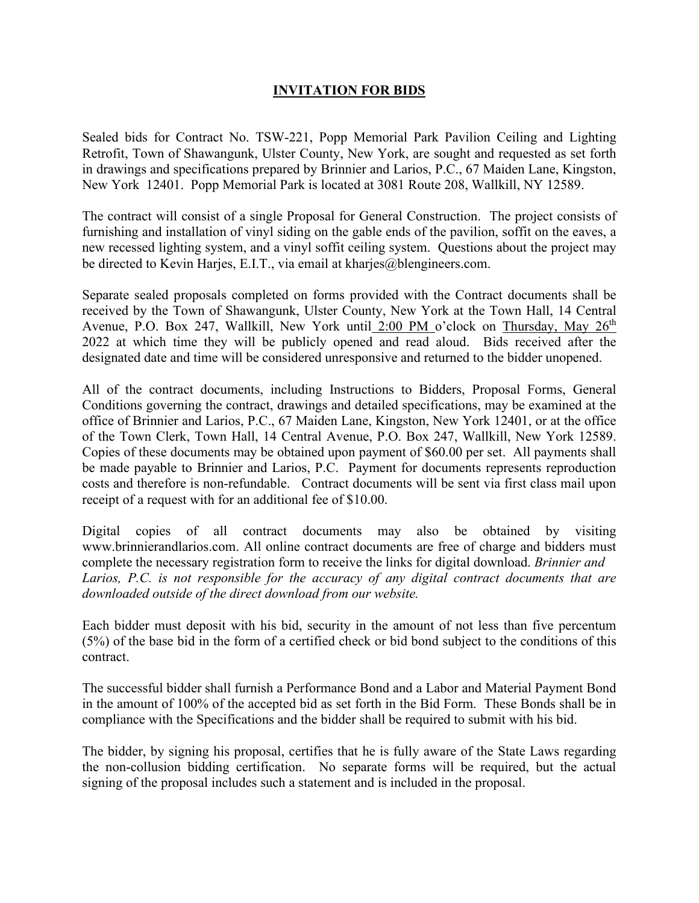# INVITATION FOR BIDS

Sealed bids for Contract No. TSW-221, Popp Memorial Park Pavilion Ceiling and Lighting Retrofit, Town of Shawangunk, Ulster County, New York, are sought and requested as set forth in drawings and specifications prepared by Brinnier and Larios, P.C., 67 Maiden Lane, Kingston, New York 12401. Popp Memorial Park is located at 3081 Route 208, Wallkill, NY 12589.

The contract will consist of a single Proposal for General Construction. The project consists of furnishing and installation of vinyl siding on the gable ends of the pavilion, soffit on the eaves, a new recessed lighting system, and a vinyl soffit ceiling system. Questions about the project may be directed to Kevin Harjes, E.I.T., via email at kharjes@blengineers.com.

Separate sealed proposals completed on forms provided with the Contract documents shall be received by the Town of Shawangunk, Ulster County, New York at the Town Hall, 14 Central Avenue, P.O. Box 247, Wallkill, New York until 2:00 PM o'clock on Thursday, May 26th 2022 at which time they will be publicly opened and read aloud. Bids received after the designated date and time will be considered unresponsive and returned to the bidder unopened.

All of the contract documents, including Instructions to Bidders, Proposal Forms, General Conditions governing the contract, drawings and detailed specifications, may be examined at the office of Brinnier and Larios, P.C., 67 Maiden Lane, Kingston, New York 12401, or at the office of the Town Clerk, Town Hall, 14 Central Avenue, P.O. Box 247, Wallkill, New York 12589. Copies of these documents may be obtained upon payment of $60.00 per set. All payments shall be made payable to Brinnier and Larios, P.C. Payment for documents represents reproduction costs and therefore is non-refundable. Contract documents will be sent via first class mail upon receipt of a request with for an additional fee of $10.00.

Digital copies of all contract documents may also be obtained by visiting www.brinnierandlarios.com. All online contract documents are free of charge and bidders must complete the necessary registration form to receive the links for digital download. *Brinnier and Larios, P.C. is not responsible for the accuracy of any digital contract documents that are downloaded outside of the direct download from our website.*

Each bidder must deposit with his bid, security in the amount of not less than five percentum (5%) of the base bid in the form of a certified check or bid bond subject to the conditions of this contract.

The successful bidder shall furnish a Performance Bond and a Labor and Material Payment Bond in the amount of 100% of the accepted bid as set forth in the Bid Form. These Bonds shall be in compliance with the Specifications and the bidder shall be required to submit with his bid.

The bidder, by signing his proposal, certifies that he is fully aware of the State Laws regarding the non-collusion bidding certification. No separate forms will be required, but the actual signing of the proposal includes such a statement and is included in the proposal.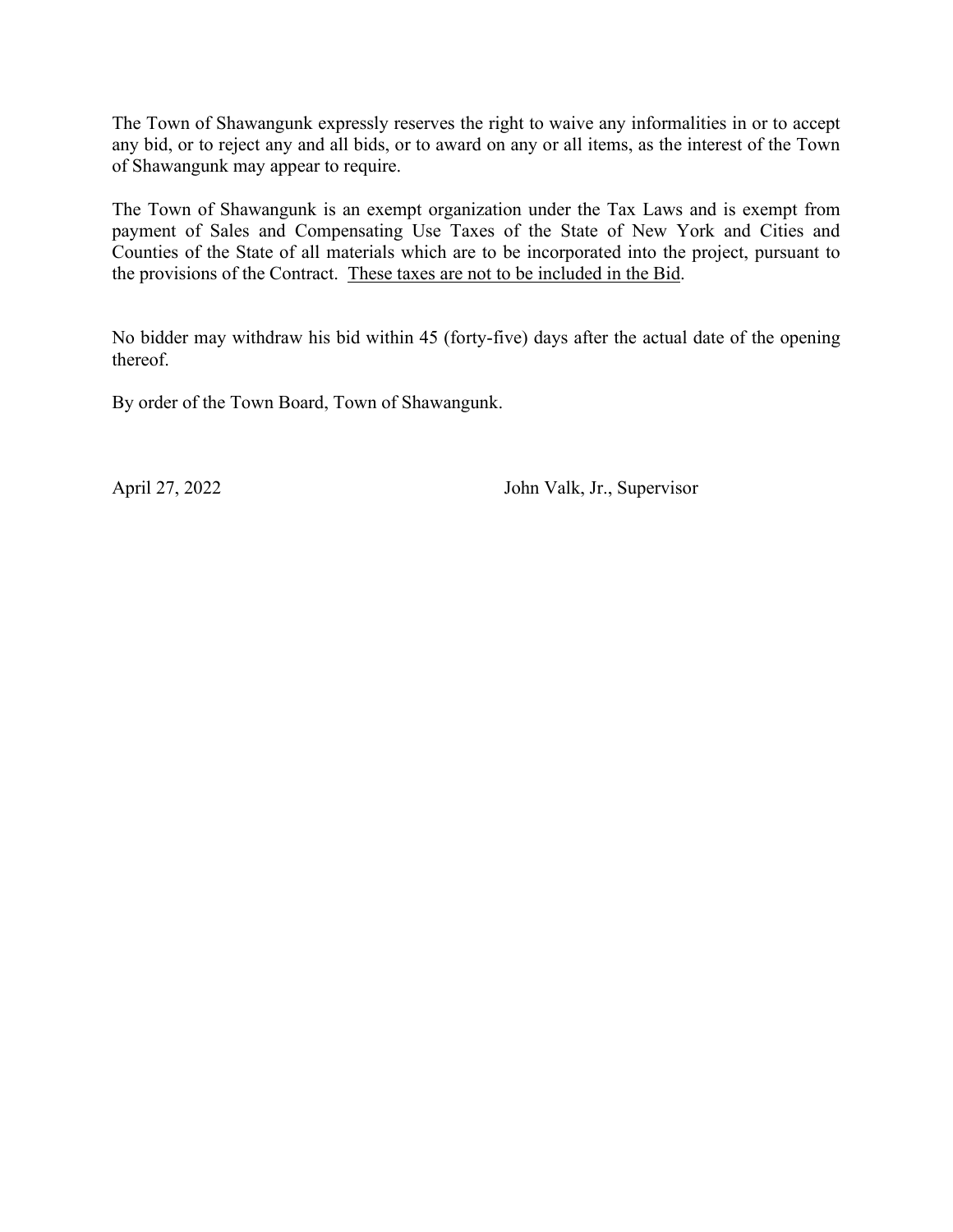The Town of Shawangunk expressly reserves the right to waive any informalities in or to accept any bid, or to reject any and all bids, or to award on any or all items, as the interest of the Town of Shawangunk may appear to require.

The Town of Shawangunk is an exempt organization under the Tax Laws and is exempt from payment of Sales and Compensating Use Taxes of the State of New York and Cities and Counties of the State of all materials which are to be incorporated into the project, pursuant to the provisions of the Contract. <u>These taxes are not to be included in the Bid</u>.

No bidder may withdraw his bid within 45 (forty-five) days after the actual date of the opening thereof.

By order of the Town Board, Town of Shawangunk.

April 27, 2022 John Valk, Jr., Supervisor